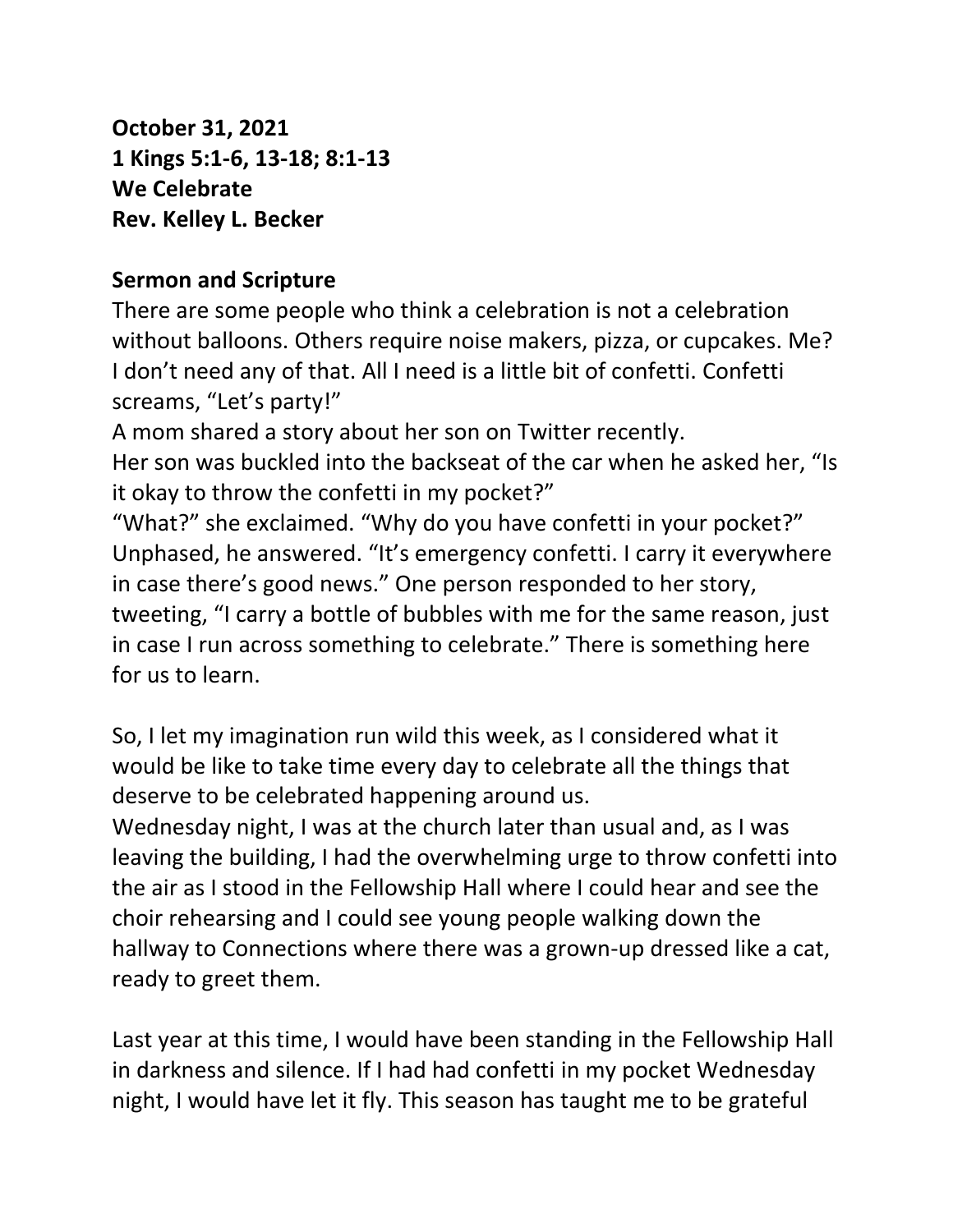**October 31, 2021**
**1 Kings 5:1-6, 13-18; 8:1-13**
**We Celebrate**
**Rev. Kelley L. Becker**

**Sermon and Scripture**

There are some people who think a celebration is not a celebration without balloons. Others require noise makers, pizza, or cupcakes. Me? I don't need any of that. All I need is a little bit of confetti. Confetti screams, "Let's party!"

A mom shared a story about her son on Twitter recently.

Her son was buckled into the backseat of the car when he asked her, "Is it okay to throw the confetti in my pocket?"

"What?" she exclaimed. "Why do you have confetti in your pocket?"

Unphased, he answered. "It's emergency confetti. I carry it everywhere in case there's good news." One person responded to her story, tweeting, "I carry a bottle of bubbles with me for the same reason, just in case I run across something to celebrate." There is something here for us to learn.

So, I let my imagination run wild this week, as I considered what it would be like to take time every day to celebrate all the things that deserve to be celebrated happening around us.

Wednesday night, I was at the church later than usual and, as I was leaving the building, I had the overwhelming urge to throw confetti into the air as I stood in the Fellowship Hall where I could hear and see the choir rehearsing and I could see young people walking down the hallway to Connections where there was a grown-up dressed like a cat, ready to greet them.

Last year at this time, I would have been standing in the Fellowship Hall in darkness and silence. If I had had confetti in my pocket Wednesday night, I would have let it fly. This season has taught me to be grateful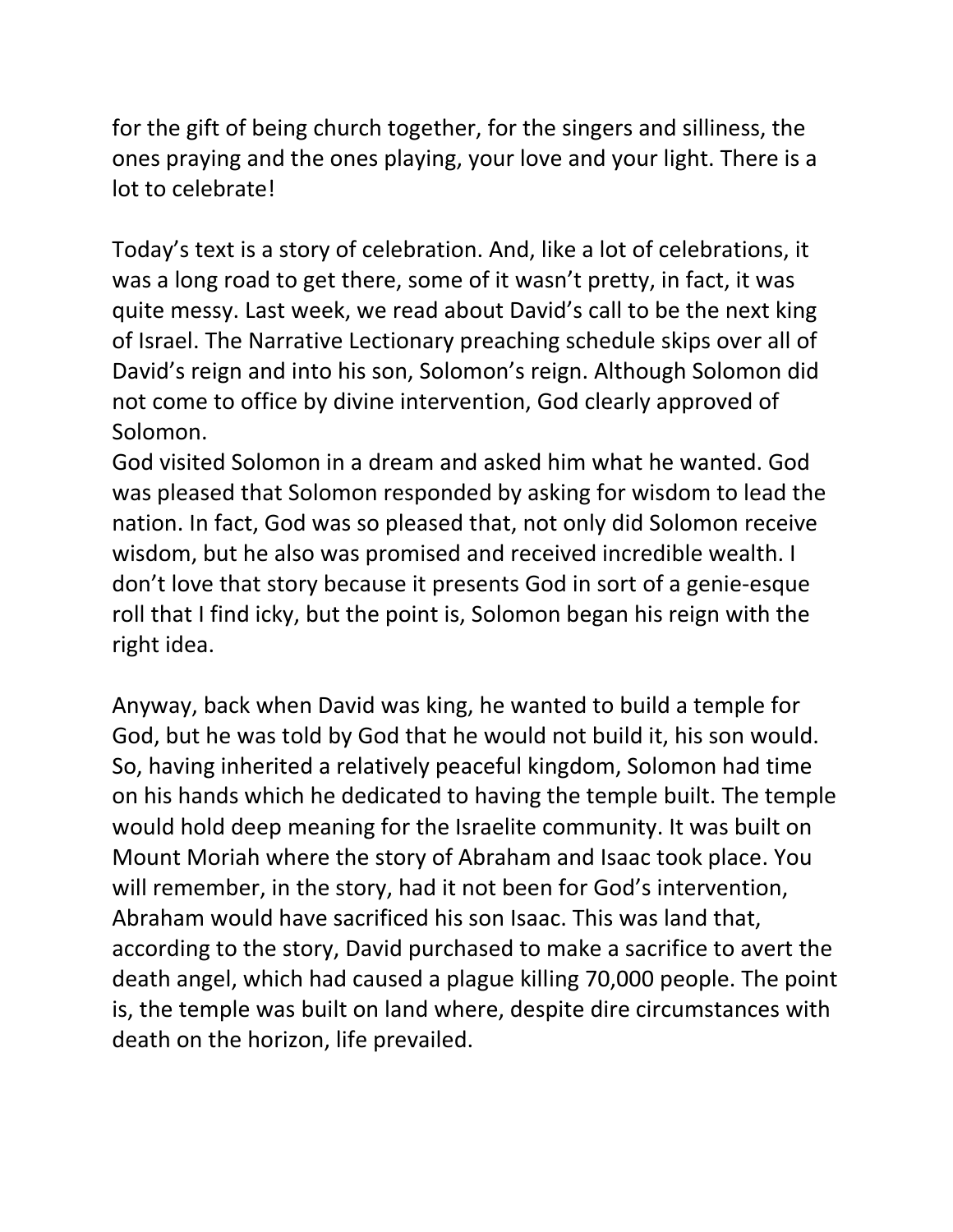for the gift of being church together, for the singers and silliness, the ones praying and the ones playing, your love and your light. There is a lot to celebrate!

Today's text is a story of celebration. And, like a lot of celebrations, it was a long road to get there, some of it wasn't pretty, in fact, it was quite messy. Last week, we read about David's call to be the next king of Israel. The Narrative Lectionary preaching schedule skips over all of David's reign and into his son, Solomon's reign. Although Solomon did not come to office by divine intervention, God clearly approved of Solomon.
God visited Solomon in a dream and asked him what he wanted. God was pleased that Solomon responded by asking for wisdom to lead the nation. In fact, God was so pleased that, not only did Solomon receive wisdom, but he also was promised and received incredible wealth. I don't love that story because it presents God in sort of a genie-esque roll that I find icky, but the point is, Solomon began his reign with the right idea.

Anyway, back when David was king, he wanted to build a temple for God, but he was told by God that he would not build it, his son would. So, having inherited a relatively peaceful kingdom, Solomon had time on his hands which he dedicated to having the temple built. The temple would hold deep meaning for the Israelite community. It was built on Mount Moriah where the story of Abraham and Isaac took place. You will remember, in the story, had it not been for God's intervention, Abraham would have sacrificed his son Isaac. This was land that, according to the story, David purchased to make a sacrifice to avert the death angel, which had caused a plague killing 70,000 people. The point is, the temple was built on land where, despite dire circumstances with death on the horizon, life prevailed.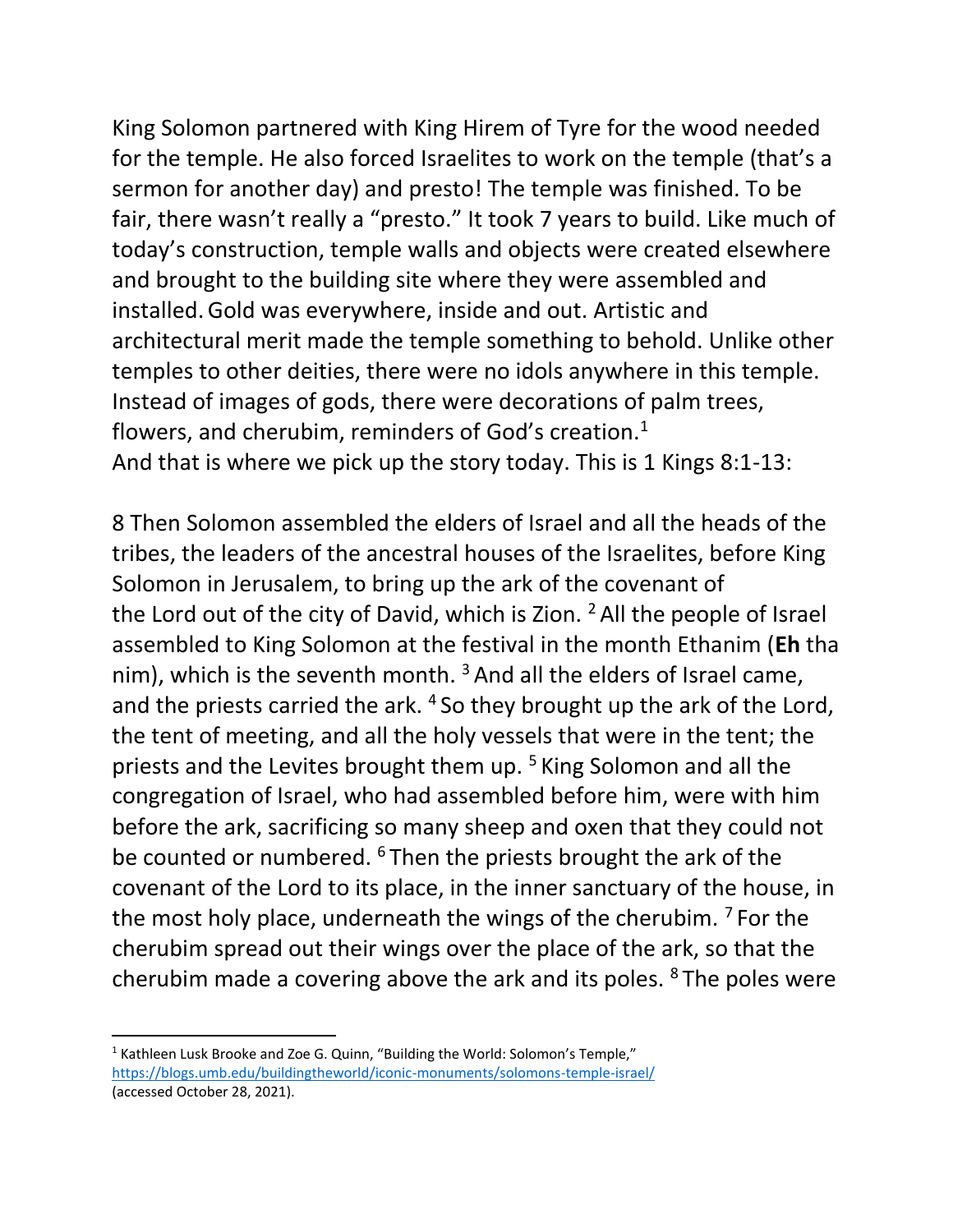King Solomon partnered with King Hirem of Tyre for the wood needed for the temple. He also forced Israelites to work on the temple (that's a sermon for another day) and presto! The temple was finished. To be fair, there wasn't really a "presto." It took 7 years to build. Like much of today's construction, temple walls and objects were created elsewhere and brought to the building site where they were assembled and installed. Gold was everywhere, inside and out. Artistic and architectural merit made the temple something to behold. Unlike other temples to other deities, there were no idols anywhere in this temple. Instead of images of gods, there were decorations of palm trees, flowers, and cherubim, reminders of God's creation.[1]
And that is where we pick up the story today. This is 1 Kings 8:1-13:

8 Then Solomon assembled the elders of Israel and all the heads of the tribes, the leaders of the ancestral houses of the Israelites, before King Solomon in Jerusalem, to bring up the ark of the covenant of the Lord out of the city of David, which is Zion. [2] All the people of Israel assembled to King Solomon at the festival in the month Ethanim (**Eh** tha nim), which is the seventh month. [3] And all the elders of Israel came, and the priests carried the ark. [4] So they brought up the ark of the Lord, the tent of meeting, and all the holy vessels that were in the tent; the priests and the Levites brought them up. [5] King Solomon and all the congregation of Israel, who had assembled before him, were with him before the ark, sacrificing so many sheep and oxen that they could not be counted or numbered. [6] Then the priests brought the ark of the covenant of the Lord to its place, in the inner sanctuary of the house, in the most holy place, underneath the wings of the cherubim. [7] For the cherubim spread out their wings over the place of the ark, so that the cherubim made a covering above the ark and its poles. [8] The poles were

---

[1] Kathleen Lusk Brooke and Zoe G. Quinn, "Building the World: Solomon's Temple," https://blogs.umb.edu/buildingtheworld/iconic-monuments/solomons-temple-israel/ (accessed October 28, 2021).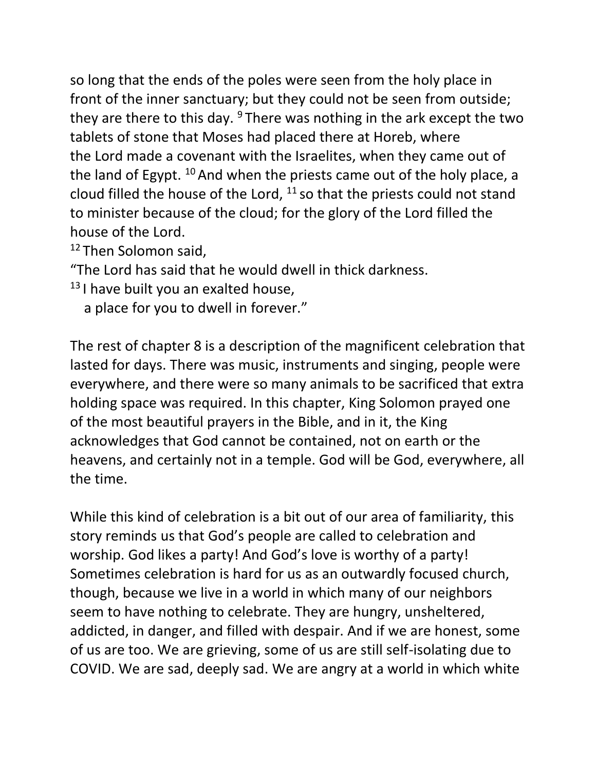so long that the ends of the poles were seen from the holy place in front of the inner sanctuary; but they could not be seen from outside; they are there to this day. [9] There was nothing in the ark except the two tablets of stone that Moses had placed there at Horeb, where the Lord made a covenant with the Israelites, when they came out of the land of Egypt. [10] And when the priests came out of the holy place, a cloud filled the house of the Lord, [11] so that the priests could not stand to minister because of the cloud; for the glory of the Lord filled the house of the Lord.

[12] Then Solomon said,
"The Lord has said that he would dwell in thick darkness.
[13] I have built you an exalted house,
  a place for you to dwell in forever."

The rest of chapter 8 is a description of the magnificent celebration that lasted for days. There was music, instruments and singing, people were everywhere, and there were so many animals to be sacrificed that extra holding space was required. In this chapter, King Solomon prayed one of the most beautiful prayers in the Bible, and in it, the King acknowledges that God cannot be contained, not on earth or the heavens, and certainly not in a temple. God will be God, everywhere, all the time.

While this kind of celebration is a bit out of our area of familiarity, this story reminds us that God's people are called to celebration and worship. God likes a party! And God's love is worthy of a party! Sometimes celebration is hard for us as an outwardly focused church, though, because we live in a world in which many of our neighbors seem to have nothing to celebrate. They are hungry, unsheltered, addicted, in danger, and filled with despair. And if we are honest, some of us are too. We are grieving, some of us are still self-isolating due to COVID. We are sad, deeply sad. We are angry at a world in which white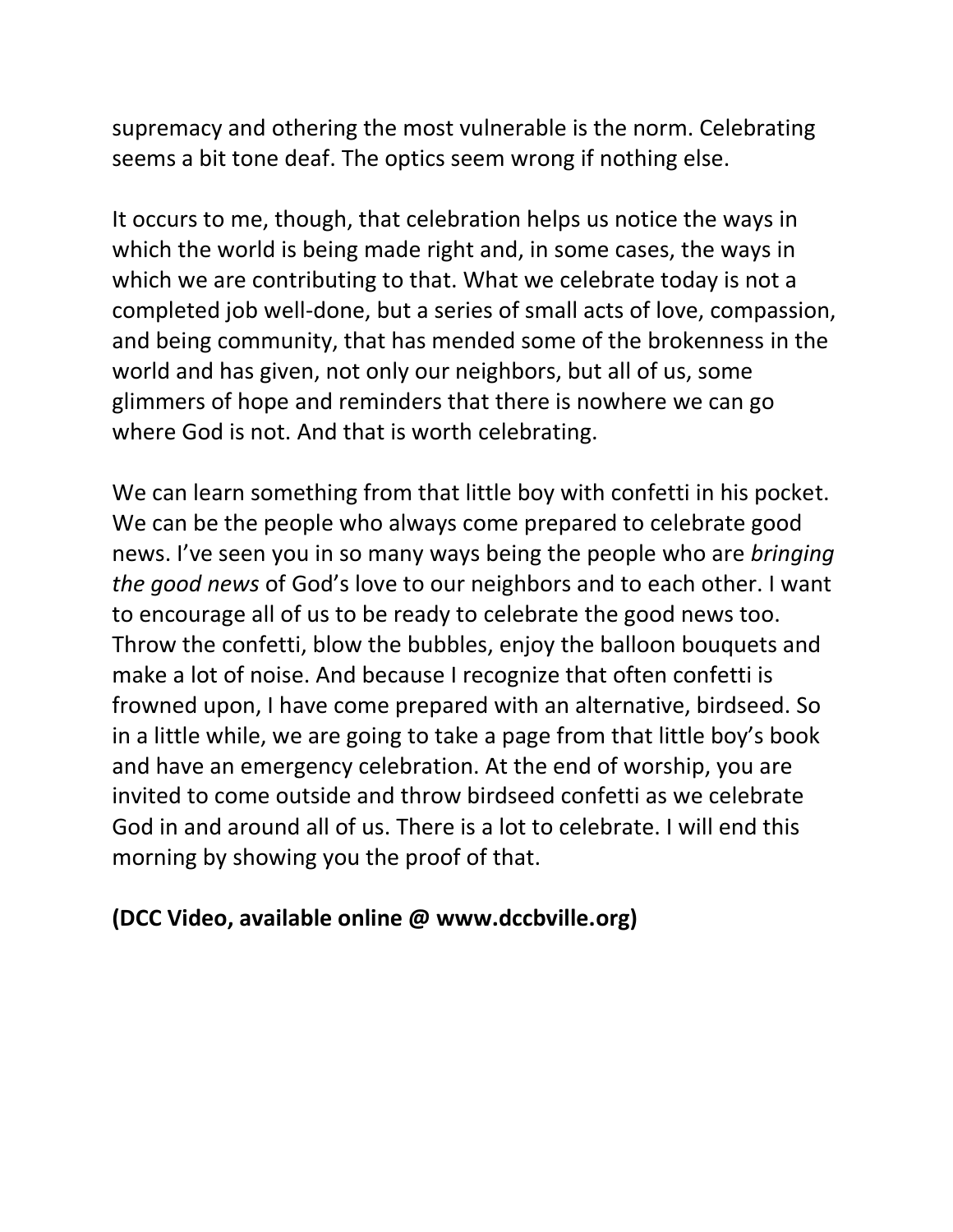supremacy and othering the most vulnerable is the norm. Celebrating seems a bit tone deaf. The optics seem wrong if nothing else.

It occurs to me, though, that celebration helps us notice the ways in which the world is being made right and, in some cases, the ways in which we are contributing to that. What we celebrate today is not a completed job well-done, but a series of small acts of love, compassion, and being community, that has mended some of the brokenness in the world and has given, not only our neighbors, but all of us, some glimmers of hope and reminders that there is nowhere we can go where God is not. And that is worth celebrating.

We can learn something from that little boy with confetti in his pocket. We can be the people who always come prepared to celebrate good news. I've seen you in so many ways being the people who are *bringing the good news* of God's love to our neighbors and to each other. I want to encourage all of us to be ready to celebrate the good news too. Throw the confetti, blow the bubbles, enjoy the balloon bouquets and make a lot of noise. And because I recognize that often confetti is frowned upon, I have come prepared with an alternative, birdseed. So in a little while, we are going to take a page from that little boy's book and have an emergency celebration. At the end of worship, you are invited to come outside and throw birdseed confetti as we celebrate God in and around all of us. There is a lot to celebrate. I will end this morning by showing you the proof of that.

**(DCC Video, available online @ www.dccbville.org)**